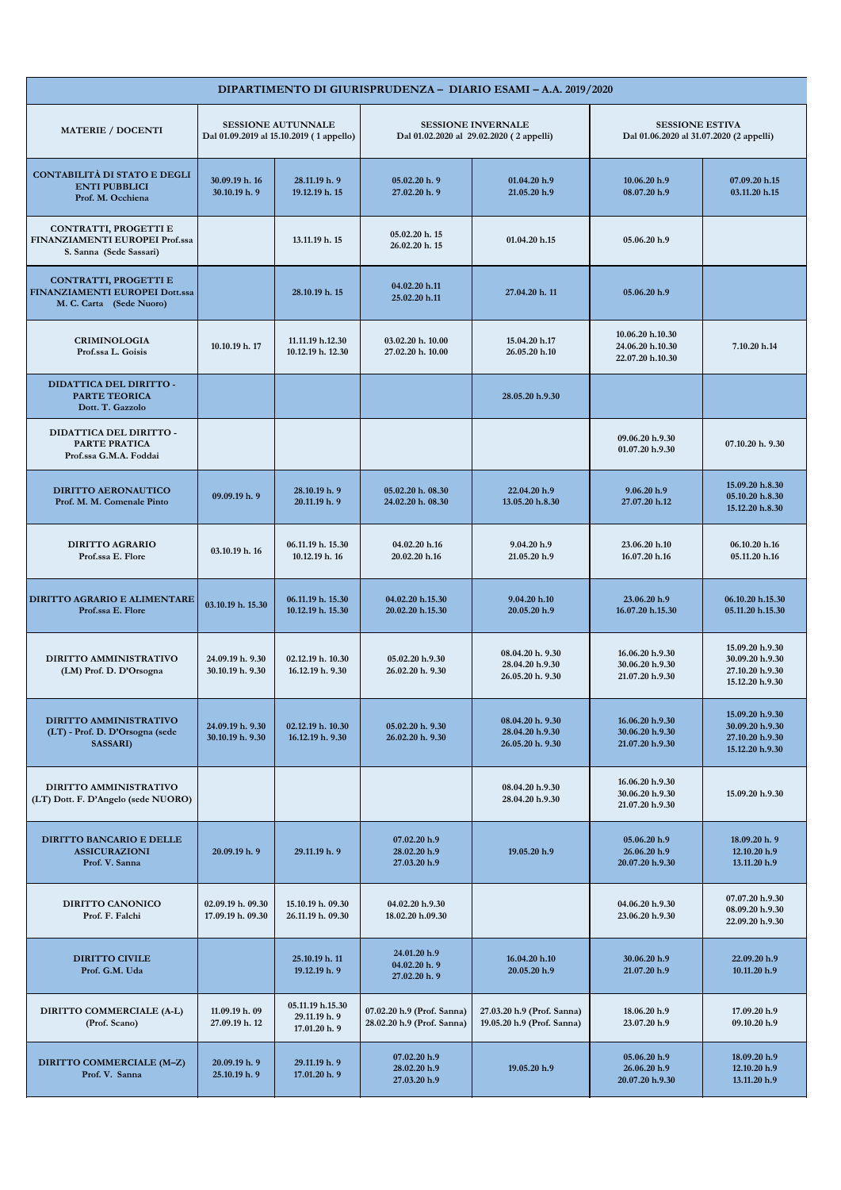| DIPARTIMENTO DI GIURISPRUDENZA – DIARIO ESAMI – A.A. 2019/2020 | | | | | | |
|---|---|---|---|---|---|---|
| **MATERIE / DOCENTI** | **SESSIONE AUTUNNALE** Dal 01.09.2019 al 15.10.2019 ( 1 appello) | | **SESSIONE INVERNALE** Dal 01.02.2020 al 29.02.2020 ( 2 appelli) | | **SESSIONE ESTIVA** Dal 01.06.2020 al 31.07.2020 (2 appelli) | |
| **CONTABILITÀ DI STATO E DEGLI ENTI PUBBLICI** Prof. M. Occhiena | 30.09.19 h. 16<br>30.10.19 h. 9 | 28.11.19 h. 9<br>19.12.19 h. 15 | 05.02.20 h. 9<br>27.02.20 h. 9 | 01.04.20 h.9<br>21.05.20 h.9 | 10.06.20 h.9<br>08.07.20 h.9 | 07.09.20 h.15<br>03.11.20 h.15 |
| **CONTRATTI, PROGETTI E FINANZIAMENTI EUROPEI** Prof.ssa S. Sanna (Sede Sassari) | | 13.11.19 h. 15 | 05.02.20 h. 15<br>26.02.20 h. 15 | 01.04.20 h.15 | 05.06.20 h.9 | |
| **CONTRATTI, PROGETTI E FINANZIAMENTI EUROPEI** Dott.ssa M. C. Carta (Sede Nuoro) | | 28.10.19 h. 15 | 04.02.20 h.11<br>25.02.20 h.11 | 27.04.20 h. 11 | 05.06.20 h.9 | |
| **CRIMINOLOGIA** Prof.ssa L. Goisis | 10.10.19 h. 17 | 11.11.19 h.12.30<br>10.12.19 h. 12.30 | 03.02.20 h. 10.00<br>27.02.20 h. 10.00 | 15.04.20 h.17<br>26.05.20 h.10 | 10.06.20 h.10.30<br>24.06.20 h.10.30<br>22.07.20 h.10.30 | 7.10.20 h.14 |
| **DIDATTICA DEL DIRITTO - PARTE TEORICA** Dott. T. Gazzolo | | | | 28.05.20 h.9.30 | | |
| **DIDATTICA DEL DIRITTO - PARTE PRATICA** Prof.ssa G.M.A. Foddai | | | | | 09.06.20 h.9.30<br>01.07.20 h.9.30 | 07.10.20 h. 9.30 |
| **DIRITTO AERONAUTICO** Prof. M. M. Comenale Pinto | 09.09.19 h. 9 | 28.10.19 h. 9<br>20.11.19 h. 9 | 05.02.20 h. 08.30<br>24.02.20 h. 08.30 | 22.04.20 h.9<br>13.05.20 h.8.30 | 9.06.20 h.9<br>27.07.20 h.12 | 15.09.20 h.8.30<br>05.10.20 h.8.30<br>15.12.20 h.8.30 |
| **DIRITTO AGRARIO** Prof.ssa E. Flore | 03.10.19 h. 16 | 06.11.19 h. 15.30<br>10.12.19 h. 16 | 04.02.20 h.16<br>20.02.20 h.16 | 9.04.20 h.9<br>21.05.20 h.9 | 23.06.20 h.10<br>16.07.20 h.16 | 06.10.20 h.16<br>05.11.20 h.16 |
| **DIRITTO AGRARIO E ALIMENTARE** Prof.ssa E. Flore | 03.10.19 h. 15.30 | 06.11.19 h. 15.30<br>10.12.19 h. 15.30 | 04.02.20 h.15.30<br>20.02.20 h.15.30 | 9.04.20 h.10<br>20.05.20 h.9 | 23.06.20 h.9<br>16.07.20 h.15.30 | 06.10.20 h.15.30<br>05.11.20 h.15.30 |
| **DIRITTO AMMINISTRATIVO** (LM) Prof. D. D'Orsogna | 24.09.19 h. 9.30<br>30.10.19 h. 9.30 | 02.12.19 h. 10.30<br>16.12.19 h. 9.30 | 05.02.20 h.9.30<br>26.02.20 h. 9.30 | 08.04.20 h. 9.30<br>28.04.20 h.9.30<br>26.05.20 h. 9.30 | 16.06.20 h.9.30<br>30.06.20 h.9.30<br>21.07.20 h.9.30 | 15.09.20 h.9.30<br>30.09.20 h.9.30<br>27.10.20 h.9.30<br>15.12.20 h.9.30 |
| **DIRITTO AMMINISTRATIVO** (LT) - Prof. D. D'Orsogna (sede SASSARI) | 24.09.19 h. 9.30<br>30.10.19 h. 9.30 | 02.12.19 h. 10.30<br>16.12.19 h. 9.30 | 05.02.20 h. 9.30<br>26.02.20 h. 9.30 | 08.04.20 h. 9.30<br>28.04.20 h.9.30<br>26.05.20 h. 9.30 | 16.06.20 h.9.30<br>30.06.20 h.9.30<br>21.07.20 h.9.30 | 15.09.20 h.9.30<br>30.09.20 h.9.30<br>27.10.20 h.9.30<br>15.12.20 h.9.30 |
| **DIRITTO AMMINISTRATIVO** (LT) Dott. F. D'Angelo (sede NUORO) | | | | 08.04.20 h.9.30<br>28.04.20 h.9.30 | 16.06.20 h.9.30<br>30.06.20 h.9.30<br>21.07.20 h.9.30 | 15.09.20 h.9.30 |
| **DIRITTO BANCARIO E DELLE ASSICURAZIONI** Prof. V. Sanna | 20.09.19 h. 9 | 29.11.19 h. 9 | 07.02.20 h.9<br>28.02.20 h.9<br>27.03.20 h.9 | 19.05.20 h.9 | 05.06.20 h.9<br>26.06.20 h.9<br>20.07.20 h.9.30 | 18.09.20 h. 9<br>12.10.20 h.9<br>13.11.20 h.9 |
| **DIRITTO CANONICO** Prof. F. Falchi | 02.09.19 h. 09.30<br>17.09.19 h. 09.30 | 15.10.19 h. 09.30<br>26.11.19 h. 09.30 | 04.02.20 h.9.30<br>18.02.20 h.09.30 | | 04.06.20 h.9.30<br>23.06.20 h.9.30 | 07.07.20 h.9.30<br>08.09.20 h.9.30<br>22.09.20 h.9.30 |
| **DIRITTO CIVILE** Prof. G.M. Uda | | 25.10.19 h. 11<br>19.12.19 h. 9 | 24.01.20 h.9<br>04.02.20 h. 9<br>27.02.20 h. 9 | 16.04.20 h.10<br>20.05.20 h.9 | 30.06.20 h.9<br>21.07.20 h.9 | 22.09.20 h.9<br>10.11.20 h.9 |
| **DIRITTO COMMERCIALE (A-L)** (Prof. Scano) | 11.09.19 h. 09<br>27.09.19 h. 12 | 05.11.19 h.15.30<br>29.11.19 h. 9<br>17.01.20 h. 9 | 07.02.20 h.9 (Prof. Sanna)<br>28.02.20 h.9 (Prof. Sanna) | 27.03.20 h.9 (Prof. Sanna)<br>19.05.20 h.9 (Prof. Sanna) | 18.06.20 h.9<br>23.07.20 h.9 | 17.09.20 h.9<br>09.10.20 h.9 |
| **DIRITTO COMMERCIALE (M–Z)** Prof. V. Sanna | 20.09.19 h. 9<br>25.10.19 h. 9 | 29.11.19 h. 9<br>17.01.20 h. 9 | 07.02.20 h.9<br>28.02.20 h.9<br>27.03.20 h.9 | 19.05.20 h.9 | 05.06.20 h.9<br>26.06.20 h.9<br>20.07.20 h.9.30 | 18.09.20 h.9<br>12.10.20 h.9<br>13.11.20 h.9 |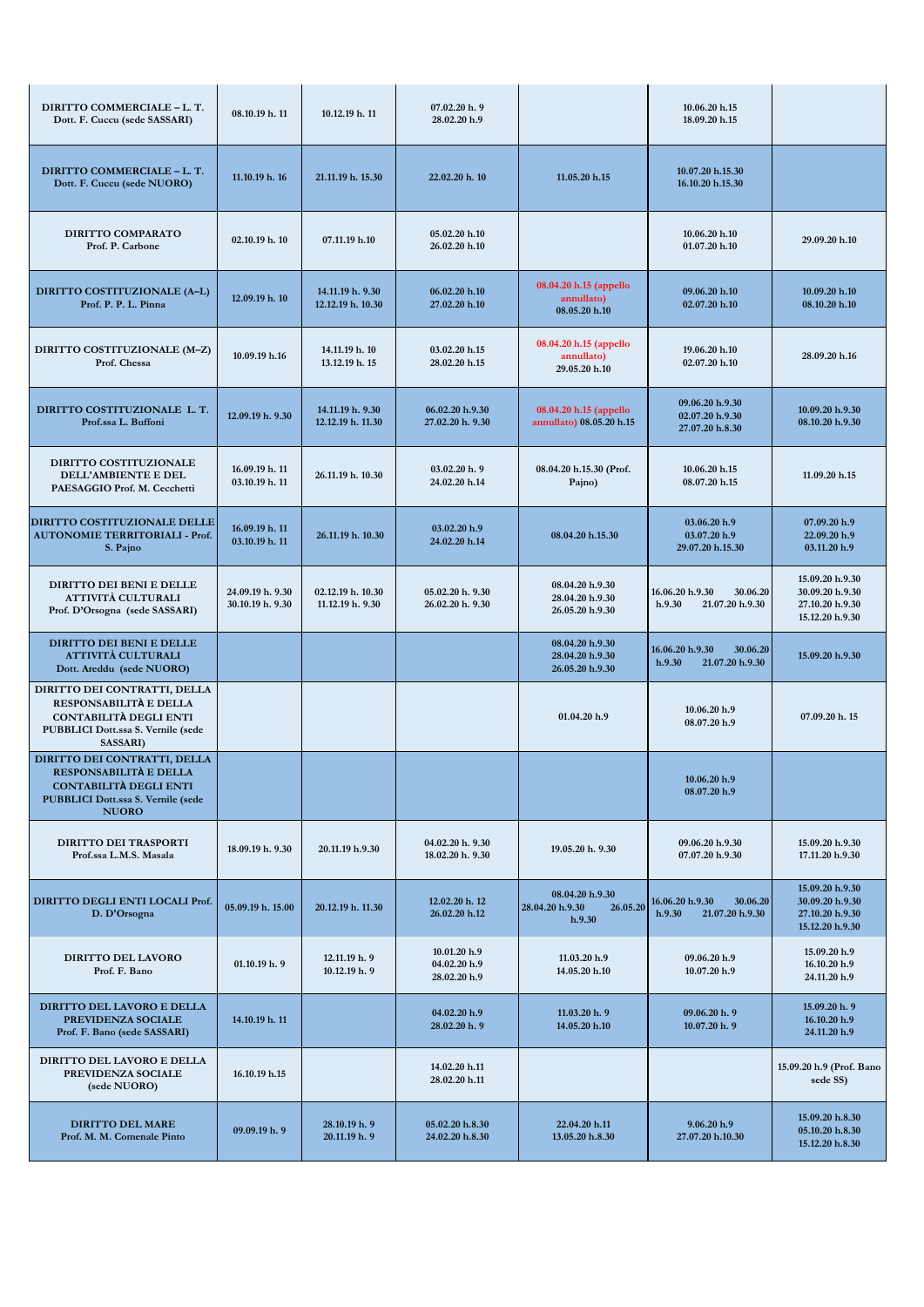| | | | | | | |
|---|---|---|---|---|---|---|
| **DIRITTO COMMERCIALE – L. T. Dott. F. Cuccu (sede SASSARI)** | 08.10.19 h. 11 | 10.12.19 h. 11 | 07.02.20 h. 9<br>28.02.20 h.9 | | 10.06.20 h.15<br>18.09.20 h.15 | |
| **DIRITTO COMMERCIALE – L. T. Dott. F. Cuccu (sede NUORO)** | 11.10.19 h. 16 | 21.11.19 h. 15.30 | 22.02.20 h. 10 | 11.05.20 h.15 | 10.07.20 h.15.30<br>16.10.20 h.15.30 | |
| **DIRITTO COMPARATO Prof. P. Carbone** | 02.10.19 h. 10 | 07.11.19 h.10 | 05.02.20 h.10<br>26.02.20 h.10 | | 10.06.20 h.10<br>01.07.20 h.10 | 29.09.20 h.10 |
| **DIRITTO COSTITUZIONALE (A–L) Prof. P. P. L. Pinna** | 12.09.19 h. 10 | 14.11.19 h. 9.30<br>12.12.19 h. 10.30 | 06.02.20 h.10<br>27.02.20 h.10 | 08.04.20 h.15 (appello annullato)<br>08.05.20 h.10 | 09.06.20 h.10<br>02.07.20 h.10 | 10.09.20 h.10<br>08.10.20 h.10 |
| **DIRITTO COSTITUZIONALE (M–Z) Prof. Chessa** | 10.09.19 h.16 | 14.11.19 h. 10<br>13.12.19 h. 15 | 03.02.20 h.15<br>28.02.20 h.15 | 08.04.20 h.15 (appello annullato)<br>29.05.20 h.10 | 19.06.20 h.10<br>02.07.20 h.10 | 28.09.20 h.16 |
| **DIRITTO COSTITUZIONALE L. T. Prof.ssa L. Buffoni** | 12.09.19 h. 9.30 | 14.11.19 h. 9.30<br>12.12.19 h. 11.30 | 06.02.20 h.9.30<br>27.02.20 h. 9.30 | 08.04.20 h.15 (appello annullato) 08.05.20 h.15 | 09.06.20 h.9.30<br>02.07.20 h.9.30<br>27.07.20 h.8.30 | 10.09.20 h.9.30<br>08.10.20 h.9.30 |
| **DIRITTO COSTITUZIONALE DELL'AMBIENTE E DEL PAESAGGIO Prof. M. Cecchetti** | 16.09.19 h. 11<br>03.10.19 h. 11 | 26.11.19 h. 10.30 | 03.02.20 h. 9<br>24.02.20 h.14 | 08.04.20 h.15.30 (Prof. Pajno) | 10.06.20 h.15<br>08.07.20 h.15 | 11.09.20 h.15 |
| **DIRITTO COSTITUZIONALE DELLE AUTONOMIE TERRITORIALI - Prof. S. Pajno** | 16.09.19 h. 11<br>03.10.19 h. 11 | 26.11.19 h. 10.30 | 03.02.20 h.9<br>24.02.20 h.14 | 08.04.20 h.15.30 | 03.06.20 h.9<br>03.07.20 h.9<br>29.07.20 h.15.30 | 07.09.20 h.9<br>22.09.20 h.9<br>03.11.20 h.9 |
| **DIRITTO DEI BENI E DELLE ATTIVITÀ CULTURALI Prof. D'Orsogna (sede SASSARI)** | 24.09.19 h. 9.30<br>30.10.19 h. 9.30 | 02.12.19 h. 10.30<br>11.12.19 h. 9.30 | 05.02.20 h. 9.30<br>26.02.20 h. 9.30 | 08.04.20 h.9.30<br>28.04.20 h.9.30<br>26.05.20 h.9.30 | 16.06.20 h.9.30 30.06.20 h.9.30 21.07.20 h.9.30 | 15.09.20 h.9.30<br>30.09.20 h.9.30<br>27.10.20 h.9.30<br>15.12.20 h.9.30 |
| **DIRITTO DEI BENI E DELLE ATTIVITÀ CULTURALI Dott. Areddu (sede NUORO)** | | | | 08.04.20 h.9.30<br>28.04.20 h.9.30<br>26.05.20 h.9.30 | 16.06.20 h.9.30 30.06.20 h.9.30 21.07.20 h.9.30 | 15.09.20 h.9.30 |
| **DIRITTO DEI CONTRATTI, DELLA RESPONSABILITÀ E DELLA CONTABILITÀ DEGLI ENTI PUBBLICI Dott.ssa S. Vernile (sede SASSARI)** | | | | 01.04.20 h.9 | 10.06.20 h.9<br>08.07.20 h.9 | 07.09.20 h. 15 |
| **DIRITTO DEI CONTRATTI, DELLA RESPONSABILITÀ E DELLA CONTABILITÀ DEGLI ENTI PUBBLICI Dott.ssa S. Vernile (sede NUORO)** | | | | | 10.06.20 h.9<br>08.07.20 h.9 | |
| **DIRITTO DEI TRASPORTI Prof.ssa L.M.S. Masala** | 18.09.19 h. 9.30 | 20.11.19 h.9.30 | 04.02.20 h. 9.30<br>18.02.20 h. 9.30 | 19.05.20 h. 9.30 | 09.06.20 h.9.30<br>07.07.20 h.9.30 | 15.09.20 h.9.30<br>17.11.20 h.9.30 |
| **DIRITTO DEGLI ENTI LOCALI Prof. D. D'Orsogna** | 05.09.19 h. 15.00 | 20.12.19 h. 11.30 | 12.02.20 h. 12<br>26.02.20 h.12 | 08.04.20 h.9.30<br>28.04.20 h.9.30 26.05.20 h.9.30 | 16.06.20 h.9.30 30.06.20 h.9.30 21.07.20 h.9.30 | 15.09.20 h.9.30<br>30.09.20 h.9.30<br>27.10.20 h.9.30<br>15.12.20 h.9.30 |
| **DIRITTO DEL LAVORO Prof. F. Bano** | 01.10.19 h. 9 | 12.11.19 h. 9<br>10.12.19 h. 9 | 10.01.20 h.9<br>04.02.20 h.9<br>28.02.20 h.9 | 11.03.20 h.9<br>14.05.20 h.10 | 09.06.20 h.9<br>10.07.20 h.9 | 15.09.20 h.9<br>16.10.20 h.9<br>24.11.20 h.9 |
| **DIRITTO DEL LAVORO E DELLA PREVIDENZA SOCIALE Prof. F. Bano (sede SASSARI)** | 14.10.19 h. 11 | | 04.02.20 h.9<br>28.02.20 h. 9 | 11.03.20 h. 9<br>14.05.20 h.10 | 09.06.20 h. 9<br>10.07.20 h. 9 | 15.09.20 h. 9<br>16.10.20 h.9<br>24.11.20 h.9 |
| **DIRITTO DEL LAVORO E DELLA PREVIDENZA SOCIALE (sede NUORO)** | 16.10.19 h.15 | | 14.02.20 h.11<br>28.02.20 h.11 | | | 15.09.20 h.9 (Prof. Bano sede SS) |
| **DIRITTO DEL MARE Prof. M. M. Comenale Pinto** | 09.09.19 h. 9 | 28.10.19 h. 9<br>20.11.19 h. 9 | 05.02.20 h.8.30<br>24.02.20 h.8.30 | 22.04.20 h.11<br>13.05.20 h.8.30 | 9.06.20 h.9<br>27.07.20 h.10.30 | 15.09.20 h.8.30<br>05.10.20 h.8.30<br>15.12.20 h.8.30 |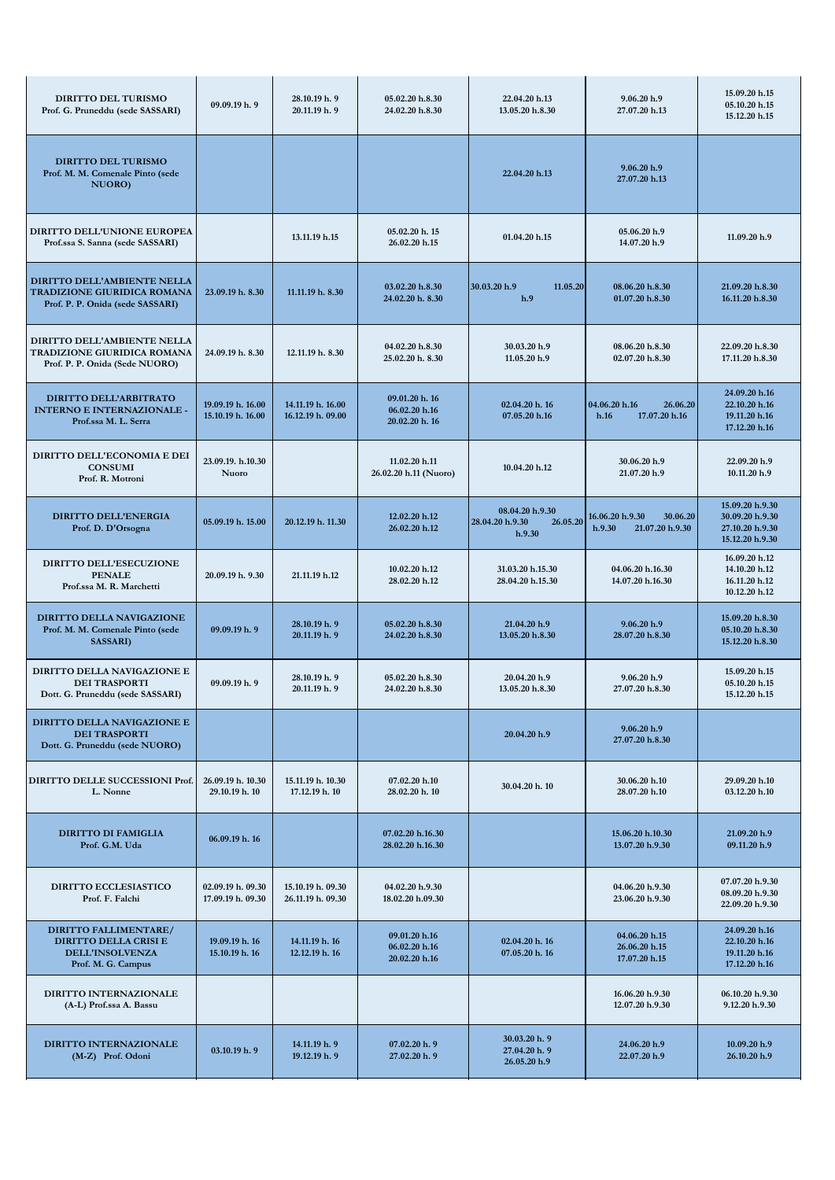| | | | | | | |
|---|---|---|---|---|---|---|
| **DIRITTO DEL TURISMO** Prof. G. Pruneddu (sede SASSARI) | 09.09.19 h. 9 | 28.10.19 h. 9<br>20.11.19 h. 9 | 05.02.20 h.8.30<br>24.02.20 h.8.30 | 22.04.20 h.13<br>13.05.20 h.8.30 | 9.06.20 h.9<br>27.07.20 h.13 | 15.09.20 h.15<br>05.10.20 h.15<br>15.12.20 h.15 |
| **DIRITTO DEL TURISMO** Prof. M. M. Comenale Pinto (sede NUORO) | | | | 22.04.20 h.13 | 9.06.20 h.9<br>27.07.20 h.13 | |
| **DIRITTO DELL'UNIONE EUROPEA** Prof.ssa S. Sanna (sede SASSARI) | | 13.11.19 h.15 | 05.02.20 h. 15<br>26.02.20 h.15 | 01.04.20 h.15 | 05.06.20 h.9<br>14.07.20 h.9 | 11.09.20 h.9 |
| **DIRITTO DELL'AMBIENTE NELLA TRADIZIONE GIURIDICA ROMANA** Prof. P. P. Onida (sede SASSARI) | 23.09.19 h. 8.30 | 11.11.19 h. 8.30 | 03.02.20 h.8.30<br>24.02.20 h. 8.30 | 30.03.20 h.9 11.05.20 h.9 | 08.06.20 h.8.30<br>01.07.20 h.8.30 | 21.09.20 h.8.30<br>16.11.20 h.8.30 |
| **DIRITTO DELL'AMBIENTE NELLA TRADIZIONE GIURIDICA ROMANA** Prof. P. P. Onida (Sede NUORO) | 24.09.19 h. 8.30 | 12.11.19 h. 8.30 | 04.02.20 h.8.30<br>25.02.20 h. 8.30 | 30.03.20 h.9<br>11.05.20 h.9 | 08.06.20 h.8.30<br>02.07.20 h.8.30 | 22.09.20 h.8.30<br>17.11.20 h.8.30 |
| **DIRITTO DELL'ARBITRATO INTERNO E INTERNAZIONALE -** Prof.ssa M. L. Serra | 19.09.19 h. 16.00<br>15.10.19 h. 16.00 | 14.11.19 h. 16.00<br>16.12.19 h. 09.00 | 09.01.20 h. 16<br>06.02.20 h.16<br>20.02.20 h. 16 | 02.04.20 h. 16<br>07.05.20 h.16 | 04.06.20 h.16 26.06.20 h.16 17.07.20 h.16 | 24.09.20 h.16<br>22.10.20 h.16<br>19.11.20 h.16<br>17.12.20 h.16 |
| **DIRITTO DELL'ECONOMIA E DEI CONSUMI** Prof. R. Motroni | 23.09.19. h.10.30 Nuoro | | 11.02.20 h.11<br>26.02.20 h.11 (Nuoro) | 10.04.20 h.12 | 30.06.20 h.9<br>21.07.20 h.9 | 22.09.20 h.9<br>10.11.20 h.9 |
| **DIRITTO DELL'ENERGIA** Prof. D. D'Orsogna | 05.09.19 h. 15.00 | 20.12.19 h. 11.30 | 12.02.20 h.12<br>26.02.20 h.12 | 08.04.20 h.9.30<br>28.04.20 h.9.30 26.05.20 h.9.30 | 16.06.20 h.9.30 30.06.20 h.9.30 21.07.20 h.9.30 | 15.09.20 h.9.30<br>30.09.20 h.9.30<br>27.10.20 h.9.30<br>15.12.20 h.9.30 |
| **DIRITTO DELL'ESECUZIONE PENALE** Prof.ssa M. R. Marchetti | 20.09.19 h. 9.30 | 21.11.19 h.12 | 10.02.20 h.12<br>28.02.20 h.12 | 31.03.20 h.15.30<br>28.04.20 h.15.30 | 04.06.20 h.16.30<br>14.07.20 h.16.30 | 16.09.20 h.12<br>14.10.20 h.12<br>16.11.20 h.12<br>10.12.20 h.12 |
| **DIRITTO DELLA NAVIGAZIONE** Prof. M. M. Comenale Pinto (sede SASSARI) | 09.09.19 h. 9 | 28.10.19 h. 9<br>20.11.19 h. 9 | 05.02.20 h.8.30<br>24.02.20 h.8.30 | 21.04.20 h.9<br>13.05.20 h.8.30 | 9.06.20 h.9<br>28.07.20 h.8.30 | 15.09.20 h.8.30<br>05.10.20 h.8.30<br>15.12.20 h.8.30 |
| **DIRITTO DELLA NAVIGAZIONE E DEI TRASPORTI** Dott. G. Pruneddu (sede SASSARI) | 09.09.19 h. 9 | 28.10.19 h. 9<br>20.11.19 h. 9 | 05.02.20 h.8.30<br>24.02.20 h.8.30 | 20.04.20 h.9<br>13.05.20 h.8.30 | 9.06.20 h.9<br>27.07.20 h.8.30 | 15.09.20 h.15<br>05.10.20 h.15<br>15.12.20 h.15 |
| **DIRITTO DELLA NAVIGAZIONE E DEI TRASPORTI** Dott. G. Pruneddu (sede NUORO) | | | | 20.04.20 h.9 | 9.06.20 h.9<br>27.07.20 h.8.30 | |
| **DIRITTO DELLE SUCCESSIONI** Prof. L. Nonne | 26.09.19 h. 10.30<br>29.10.19 h. 10 | 15.11.19 h. 10.30<br>17.12.19 h. 10 | 07.02.20 h.10<br>28.02.20 h. 10 | 30.04.20 h. 10 | 30.06.20 h.10<br>28.07.20 h.10 | 29.09.20 h.10<br>03.12.20 h.10 |
| **DIRITTO DI FAMIGLIA** Prof. G.M. Uda | 06.09.19 h. 16 | | 07.02.20 h.16.30<br>28.02.20 h.16.30 | | 15.06.20 h.10.30<br>13.07.20 h.9.30 | 21.09.20 h.9<br>09.11.20 h.9 |
| **DIRITTO ECCLESIASTICO** Prof. F. Falchi | 02.09.19 h. 09.30<br>17.09.19 h. 09.30 | 15.10.19 h. 09.30<br>26.11.19 h. 09.30 | 04.02.20 h.9.30<br>18.02.20 h.09.30 | | 04.06.20 h.9.30<br>23.06.20 h.9.30 | 07.07.20 h.9.30<br>08.09.20 h.9.30<br>22.09.20 h.9.30 |
| **DIRITTO FALLIMENTARE/ DIRITTO DELLA CRISI E DELL'INSOLVENZA** Prof. M. G. Campus | 19.09.19 h. 16<br>15.10.19 h. 16 | 14.11.19 h. 16<br>12.12.19 h. 16 | 09.01.20 h.16<br>06.02.20 h.16<br>20.02.20 h.16 | 02.04.20 h. 16<br>07.05.20 h. 16 | 04.06.20 h.15<br>26.06.20 h.15<br>17.07.20 h.15 | 24.09.20 h.16<br>22.10.20 h.16<br>19.11.20 h.16<br>17.12.20 h.16 |
| **DIRITTO INTERNAZIONALE** (A-L) Prof.ssa A. Bassu | | | | | 16.06.20 h.9.30<br>12.07.20 h.9.30 | 06.10.20 h.9.30<br>9.12.20 h.9.30 |
| **DIRITTO INTERNAZIONALE** (M-Z) Prof. Odoni | 03.10.19 h. 9 | 14.11.19 h. 9<br>19.12.19 h. 9 | 07.02.20 h. 9<br>27.02.20 h. 9 | 30.03.20 h. 9<br>27.04.20 h. 9<br>26.05.20 h.9 | 24.06.20 h.9<br>22.07.20 h.9 | 10.09.20 h.9<br>26.10.20 h.9 |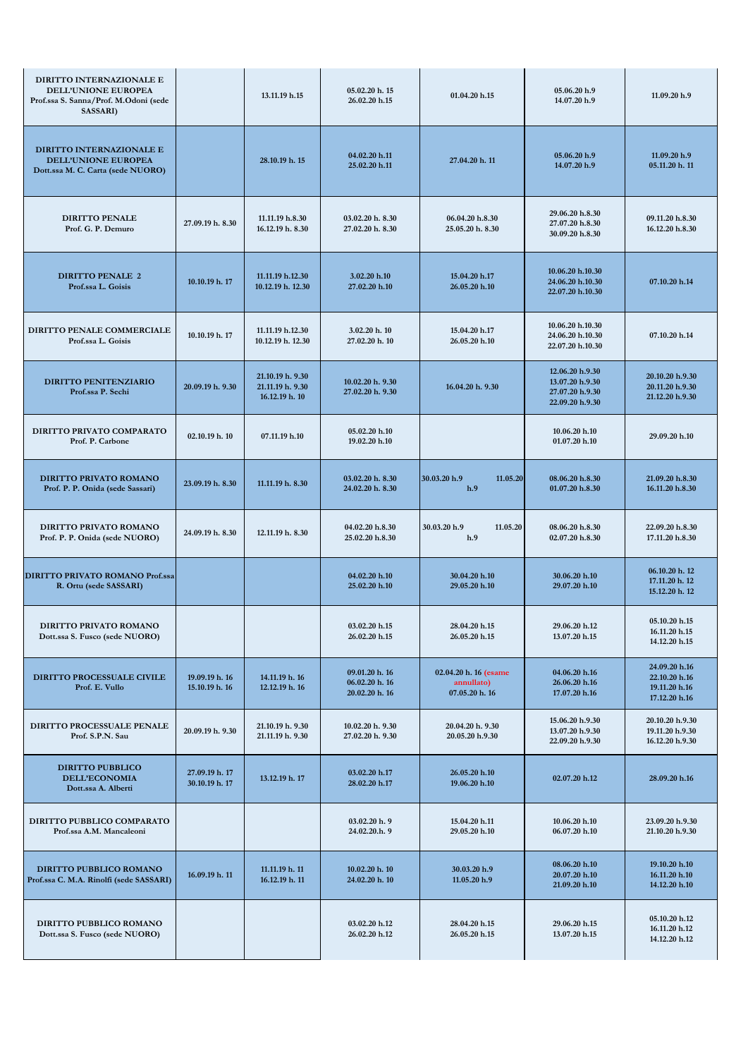| | | | | | | |
|---|---|---|---|---|---|---|
| **DIRITTO INTERNAZIONALE E DELL'UNIONE EUROPEA Prof.ssa S. Sanna/Prof. M.Odoni (sede SASSARI)** | | 13.11.19 h.15 | 05.02.20 h. 15<br>26.02.20 h.15 | 01.04.20 h.15 | 05.06.20 h.9<br>14.07.20 h.9 | 11.09.20 h.9 |
| **DIRITTO INTERNAZIONALE E DELL'UNIONE EUROPEA Dott.ssa M. C. Carta (sede NUORO)** | | 28.10.19 h. 15 | 04.02.20 h.11<br>25.02.20 h.11 | 27.04.20 h. 11 | 05.06.20 h.9<br>14.07.20 h.9 | 11.09.20 h.9<br>05.11.20 h. 11 |
| **DIRITTO PENALE Prof. G. P. Demuro** | 27.09.19 h. 8.30 | 11.11.19 h.8.30<br>16.12.19 h. 8.30 | 03.02.20 h. 8.30<br>27.02.20 h. 8.30 | 06.04.20 h.8.30<br>25.05.20 h. 8.30 | 29.06.20 h.8.30<br>27.07.20 h.8.30<br>30.09.20 h.8.30 | 09.11.20 h.8.30<br>16.12.20 h.8.30 |
| **DIRITTO PENALE 2 Prof.ssa L. Goisis** | 10.10.19 h. 17 | 11.11.19 h.12.30<br>10.12.19 h. 12.30 | 3.02.20 h.10<br>27.02.20 h.10 | 15.04.20 h.17<br>26.05.20 h.10 | 10.06.20 h.10.30<br>24.06.20 h.10.30<br>22.07.20 h.10.30 | 07.10.20 h.14 |
| **DIRITTO PENALE COMMERCIALE Prof.ssa L. Goisis** | 10.10.19 h. 17 | 11.11.19 h.12.30<br>10.12.19 h. 12.30 | 3.02.20 h. 10<br>27.02.20 h. 10 | 15.04.20 h.17<br>26.05.20 h.10 | 10.06.20 h.10.30<br>24.06.20 h.10.30<br>22.07.20 h.10.30 | 07.10.20 h.14 |
| **DIRITTO PENITENZIARIO Prof.ssa P. Sechi** | 20.09.19 h. 9.30 | 21.10.19 h. 9.30<br>21.11.19 h. 9.30<br>16.12.19 h. 10 | 10.02.20 h. 9.30<br>27.02.20 h. 9.30 | 16.04.20 h. 9.30 | 12.06.20 h.9.30<br>13.07.20 h.9.30<br>27.07.20 h.9.30<br>22.09.20 h.9.30 | 20.10.20 h.9.30<br>20.11.20 h.9.30<br>21.12.20 h.9.30 |
| **DIRITTO PRIVATO COMPARATO Prof. P. Carbone** | 02.10.19 h. 10 | 07.11.19 h.10 | 05.02.20 h.10<br>19.02.20 h.10 | | 10.06.20 h.10<br>01.07.20 h.10 | 29.09.20 h.10 |
| **DIRITTO PRIVATO ROMANO Prof. P. P. Onida (sede Sassari)** | 23.09.19 h. 8.30 | 11.11.19 h. 8.30 | 03.02.20 h. 8.30<br>24.02.20 h. 8.30 | 30.03.20 h.9 11.05.20 h.9 | 08.06.20 h.8.30<br>01.07.20 h.8.30 | 21.09.20 h.8.30<br>16.11.20 h.8.30 |
| **DIRITTO PRIVATO ROMANO Prof. P. P. Onida (sede NUORO)** | 24.09.19 h. 8.30 | 12.11.19 h. 8.30 | 04.02.20 h.8.30<br>25.02.20 h.8.30 | 30.03.20 h.9 11.05.20 h.9 | 08.06.20 h.8.30<br>02.07.20 h.8.30 | 22.09.20 h.8.30<br>17.11.20 h.8.30 |
| **DIRITTO PRIVATO ROMANO Prof.ssa R. Ortu (sede SASSARI)** | | | 04.02.20 h.10<br>25.02.20 h.10 | 30.04.20 h.10<br>29.05.20 h.10 | 30.06.20 h.10<br>29.07.20 h.10 | 06.10.20 h. 12<br>17.11.20 h. 12<br>15.12.20 h. 12 |
| **DIRITTO PRIVATO ROMANO Dott.ssa S. Fusco (sede NUORO)** | | | 03.02.20 h.15<br>26.02.20 h.15 | 28.04.20 h.15<br>26.05.20 h.15 | 29.06.20 h.12<br>13.07.20 h.15 | 05.10.20 h.15<br>16.11.20 h.15<br>14.12.20 h.15 |
| **DIRITTO PROCESSUALE CIVILE Prof. E. Vullo** | 19.09.19 h. 16<br>15.10.19 h. 16 | 14.11.19 h. 16<br>12.12.19 h. 16 | 09.01.20 h. 16<br>06.02.20 h. 16<br>20.02.20 h. 16 | 02.04.20 h. 16 (esame annullato)<br>07.05.20 h. 16 | 04.06.20 h.16<br>26.06.20 h.16<br>17.07.20 h.16 | 24.09.20 h.16<br>22.10.20 h.16<br>19.11.20 h.16<br>17.12.20 h.16 |
| **DIRITTO PROCESSUALE PENALE Prof. S.P.N. Sau** | 20.09.19 h. 9.30 | 21.10.19 h. 9.30<br>21.11.19 h. 9.30 | 10.02.20 h. 9.30<br>27.02.20 h. 9.30 | 20.04.20 h. 9.30<br>20.05.20 h.9.30 | 15.06.20 h.9.30<br>13.07.20 h.9.30<br>22.09.20 h.9.30 | 20.10.20 h.9.30<br>19.11.20 h.9.30<br>16.12.20 h.9.30 |
| **DIRITTO PUBBLICO DELL'ECONOMIA Dott.ssa A. Alberti** | 27.09.19 h. 17<br>30.10.19 h. 17 | 13.12.19 h. 17 | 03.02.20 h.17<br>28.02.20 h.17 | 26.05.20 h.10<br>19.06.20 h.10 | 02.07.20 h.12 | 28.09.20 h.16 |
| **DIRITTO PUBBLICO COMPARATO Prof.ssa A.M. Mancaleoni** | | | 03.02.20 h. 9<br>24.02.20.h. 9 | 15.04.20 h.11<br>29.05.20 h.10 | 10.06.20 h.10<br>06.07.20 h.10 | 23.09.20 h.9.30<br>21.10.20 h.9.30 |
| **DIRITTO PUBBLICO ROMANO Prof.ssa C. M.A. Rinolfi (sede SASSARI)** | 16.09.19 h. 11 | 11.11.19 h. 11<br>16.12.19 h. 11 | 10.02.20 h. 10<br>24.02.20 h. 10 | 30.03.20 h.9<br>11.05.20 h.9 | 08.06.20 h.10<br>20.07.20 h.10<br>21.09.20 h.10 | 19.10.20 h.10<br>16.11.20 h.10<br>14.12.20 h.10 |
| **DIRITTO PUBBLICO ROMANO Dott.ssa S. Fusco (sede NUORO)** | | | 03.02.20 h.12<br>26.02.20 h.12 | 28.04.20 h.15<br>26.05.20 h.15 | 29.06.20 h.15<br>13.07.20 h.15 | 05.10.20 h.12<br>16.11.20 h.12<br>14.12.20 h.12 |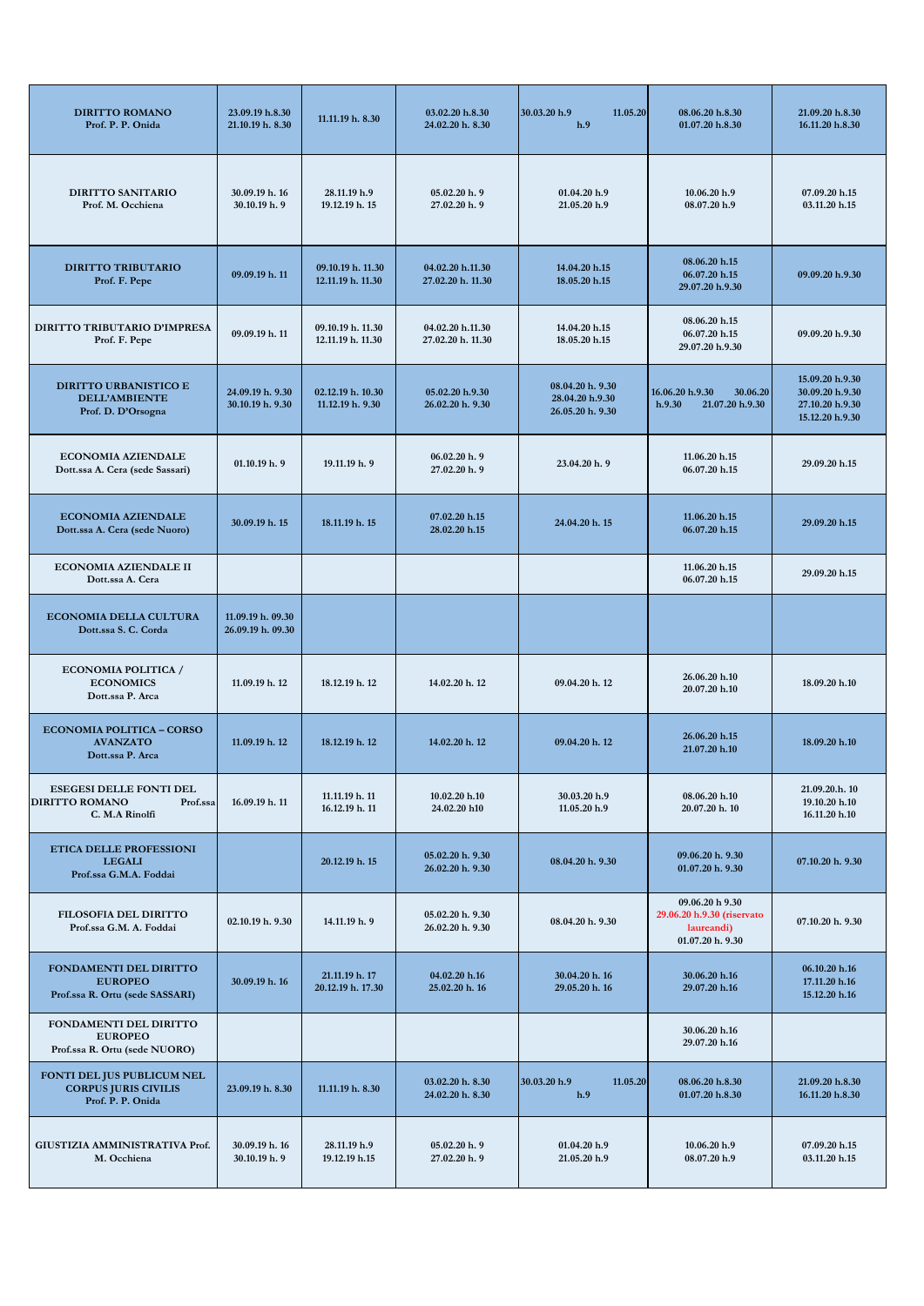| | | | | | | |
|---|---|---|---|---|---|---|
| **DIRITTO ROMANO** Prof. P. P. Onida | 23.09.19 h.8.30 21.10.19 h. 8.30 | 11.11.19 h. 8.30 | 03.02.20 h.8.30 24.02.20 h. 8.30 | 30.03.20 h.9 11.05.20 h.9 | 08.06.20 h.8.30 01.07.20 h.8.30 | 21.09.20 h.8.30 16.11.20 h.8.30 |
| **DIRITTO SANITARIO** Prof. M. Occhiena | 30.09.19 h. 16 30.10.19 h. 9 | 28.11.19 h.9 19.12.19 h. 15 | 05.02.20 h. 9 27.02.20 h. 9 | 01.04.20 h.9 21.05.20 h.9 | 10.06.20 h.9 08.07.20 h.9 | 07.09.20 h.15 03.11.20 h.15 |
| **DIRITTO TRIBUTARIO** Prof. F. Pepe | 09.09.19 h. 11 | 09.10.19 h. 11.30 12.11.19 h. 11.30 | 04.02.20 h.11.30 27.02.20 h. 11.30 | 14.04.20 h.15 18.05.20 h.15 | 08.06.20 h.15 06.07.20 h.15 29.07.20 h.9.30 | 09.09.20 h.9.30 |
| **DIRITTO TRIBUTARIO D'IMPRESA** Prof. F. Pepe | 09.09.19 h. 11 | 09.10.19 h. 11.30 12.11.19 h. 11.30 | 04.02.20 h.11.30 27.02.20 h. 11.30 | 14.04.20 h.15 18.05.20 h.15 | 08.06.20 h.15 06.07.20 h.15 29.07.20 h.9.30 | 09.09.20 h.9.30 |
| **DIRITTO URBANISTICO E DELL'AMBIENTE** Prof. D. D'Orsogna | 24.09.19 h. 9.30 30.10.19 h. 9.30 | 02.12.19 h. 10.30 11.12.19 h. 9.30 | 05.02.20 h.9.30 26.02.20 h. 9.30 | 08.04.20 h. 9.30 28.04.20 h.9.30 26.05.20 h. 9.30 | 16.06.20 h.9.30 30.06.20 h.9.30 21.07.20 h.9.30 | 15.09.20 h.9.30 30.09.20 h.9.30 27.10.20 h.9.30 15.12.20 h.9.30 |
| **ECONOMIA AZIENDALE** Dott.ssa A. Cera (sede Sassari) | 01.10.19 h. 9 | 19.11.19 h. 9 | 06.02.20 h. 9 27.02.20 h. 9 | 23.04.20 h. 9 | 11.06.20 h.15 06.07.20 h.15 | 29.09.20 h.15 |
| **ECONOMIA AZIENDALE** Dott.ssa A. Cera (sede Nuoro) | 30.09.19 h. 15 | 18.11.19 h. 15 | 07.02.20 h.15 28.02.20 h.15 | 24.04.20 h. 15 | 11.06.20 h.15 06.07.20 h.15 | 29.09.20 h.15 |
| **ECONOMIA AZIENDALE II** Dott.ssa A. Cera | | | | | 11.06.20 h.15 06.07.20 h.15 | 29.09.20 h.15 |
| **ECONOMIA DELLA CULTURA** Dott.ssa S. C. Corda | 11.09.19 h. 09.30 26.09.19 h. 09.30 | | | | | |
| **ECONOMIA POLITICA / ECONOMICS** Dott.ssa P. Arca | 11.09.19 h. 12 | 18.12.19 h. 12 | 14.02.20 h. 12 | 09.04.20 h. 12 | 26.06.20 h.10 20.07.20 h.10 | 18.09.20 h.10 |
| **ECONOMIA POLITICA – CORSO AVANZATO** Dott.ssa P. Arca | 11.09.19 h. 12 | 18.12.19 h. 12 | 14.02.20 h. 12 | 09.04.20 h. 12 | 26.06.20 h.15 21.07.20 h.10 | 18.09.20 h.10 |
| **ESEGESI DELLE FONTI DEL DIRITTO ROMANO** Prof.ssa C. M.A Rinolfi | 16.09.19 h. 11 | 11.11.19 h. 11 16.12.19 h. 11 | 10.02.20 h.10 24.02.20 h10 | 30.03.20 h.9 11.05.20 h.9 | 08.06.20 h.10 20.07.20 h. 10 | 21.09.20.h. 10 19.10.20 h.10 16.11.20 h.10 |
| **ETICA DELLE PROFESSIONI LEGALI** Prof.ssa G.M.A. Foddai | | 20.12.19 h. 15 | 05.02.20 h. 9.30 26.02.20 h. 9.30 | 08.04.20 h. 9.30 | 09.06.20 h. 9.30 01.07.20 h. 9.30 | 07.10.20 h. 9.30 |
| **FILOSOFIA DEL DIRITTO** Prof.ssa G.M. A. Foddai | 02.10.19 h. 9.30 | 14.11.19 h. 9 | 05.02.20 h. 9.30 26.02.20 h. 9.30 | 08.04.20 h. 9.30 | 09.06.20 h 9.30 29.06.20 h.9.30 (riservato laureandi) 01.07.20 h. 9.30 | 07.10.20 h. 9.30 |
| **FONDAMENTI DEL DIRITTO EUROPEO** Prof.ssa R. Ortu (sede SASSARI) | 30.09.19 h. 16 | 21.11.19 h. 17 20.12.19 h. 17.30 | 04.02.20 h.16 25.02.20 h. 16 | 30.04.20 h. 16 29.05.20 h. 16 | 30.06.20 h.16 29.07.20 h.16 | 06.10.20 h.16 17.11.20 h.16 15.12.20 h.16 |
| **FONDAMENTI DEL DIRITTO EUROPEO** Prof.ssa R. Ortu (sede NUORO) | | | | | 30.06.20 h.16 29.07.20 h.16 | |
| **FONTI DEL JUS PUBLICUM NEL CORPUS JURIS CIVILIS** Prof. P. P. Onida | 23.09.19 h. 8.30 | 11.11.19 h. 8.30 | 03.02.20 h. 8.30 24.02.20 h. 8.30 | 30.03.20 h.9 11.05.20 h.9 | 08.06.20 h.8.30 01.07.20 h.8.30 | 21.09.20 h.8.30 16.11.20 h.8.30 |
| **GIUSTIZIA AMMINISTRATIVA** Prof. M. Occhiena | 30.09.19 h. 16 30.10.19 h. 9 | 28.11.19 h.9 19.12.19 h.15 | 05.02.20 h. 9 27.02.20 h. 9 | 01.04.20 h.9 21.05.20 h.9 | 10.06.20 h.9 08.07.20 h.9 | 07.09.20 h.15 03.11.20 h.15 |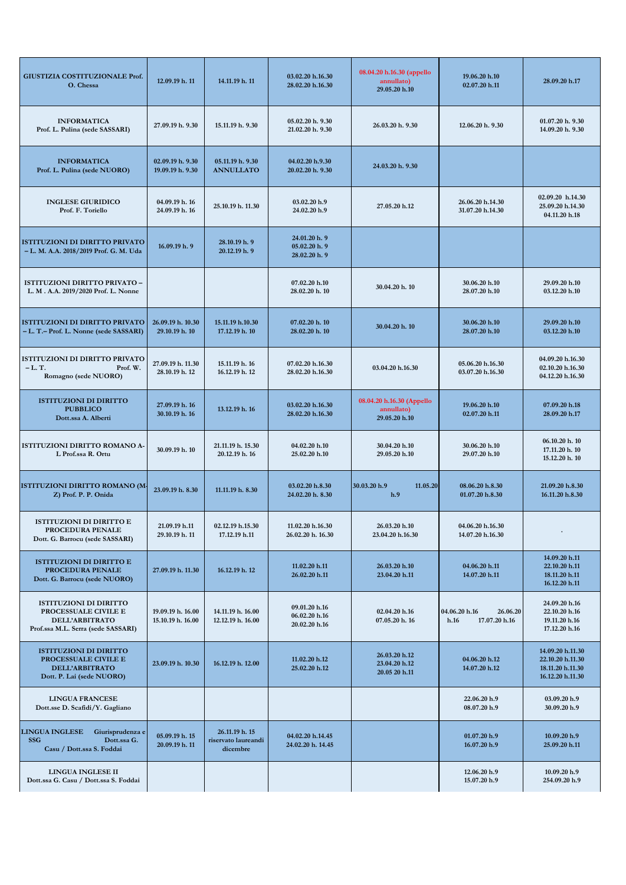| | | | | | | |
|---|---|---|---|---|---|---|
| **GIUSTIZIA COSTITUZIONALE Prof. O. Chessa** | 12.09.19 h. 11 | 14.11.19 h. 11 | 03.02.20 h.16.30<br>28.02.20 h.16.30 | 08.04.20 h.16.30 (appello annullato)<br>29.05.20 h.10 | 19.06.20 h.10<br>02.07.20 h.11 | 28.09.20 h.17 |
| **INFORMATICA**<br>**Prof. L. Pulina (sede SASSARI)** | 27.09.19 h. 9.30 | 15.11.19 h. 9.30 | 05.02.20 h. 9.30<br>21.02.20 h. 9.30 | 26.03.20 h. 9.30 | 12.06.20 h. 9.30 | 01.07.20 h. 9.30<br>14.09.20 h. 9.30 |
| **INFORMATICA**<br>**Prof. L. Pulina (sede NUORO)** | 02.09.19 h. 9.30<br>19.09.19 h. 9.30 | 05.11.19 h. 9.30<br>ANNULLATO | 04.02.20 h.9.30<br>20.02.20 h. 9.30 | 24.03.20 h. 9.30 | | |
| **INGLESE GIURIDICO**<br>**Prof. F. Toriello** | 04.09.19 h. 16<br>24.09.19 h. 16 | 25.10.19 h. 11.30 | 03.02.20 h.9<br>24.02.20 h.9 | 27.05.20 h.12 | 26.06.20 h.14.30<br>31.07.20 h.14.30 | 02.09.20 h.14.30<br>25.09.20 h.14.30<br>04.11.20 h.18 |
| **ISTITUZIONI DI DIRITTO PRIVATO – L. M. A.A. 2018/2019 Prof. G. M. Uda** | 16.09.19 h. 9 | 28.10.19 h. 9<br>20.12.19 h. 9 | 24.01.20 h. 9<br>05.02.20 h. 9<br>28.02.20 h. 9 | | | |
| **ISTITUZIONI DIRITTO PRIVATO – L. M . A.A. 2019/2020 Prof. L. Nonne** | | | 07.02.20 h.10<br>28.02.20 h. 10 | 30.04.20 h. 10 | 30.06.20 h.10<br>28.07.20 h.10 | 29.09.20 h.10<br>03.12.20 h.10 |
| **ISTITUZIONI DI DIRITTO PRIVATO – L. T.– Prof. L. Nonne (sede SASSARI)** | 26.09.19 h. 10.30<br>29.10.19 h. 10 | 15.11.19 h.10.30<br>17.12.19 h. 10 | 07.02.20 h. 10<br>28.02.20 h. 10 | 30.04.20 h. 10 | 30.06.20 h.10<br>28.07.20 h.10 | 29.09.20 h.10<br>03.12.20 h.10 |
| **ISTITUZIONI DI DIRITTO PRIVATO – L. T. Prof. W. Romagno (sede NUORO)** | 27.09.19 h. 11.30<br>28.10.19 h. 12 | 15.11.19 h. 16<br>16.12.19 h. 12 | 07.02.20 h.16.30<br>28.02.20 h.16.30 | 03.04.20 h.16.30 | 05.06.20 h.16.30<br>03.07.20 h.16.30 | 04.09.20 h.16.30<br>02.10.20 h.16.30<br>04.12.20 h.16.30 |
| **ISTITUZIONI DI DIRITTO PUBBLICO**<br>**Dott.ssa A. Alberti** | 27.09.19 h. 16<br>30.10.19 h. 16 | 13.12.19 h. 16 | 03.02.20 h.16.30<br>28.02.20 h.16.30 | 08.04.20 h.16.30 (Appello annullato)<br>29.05.20 h.10 | 19.06.20 h.10<br>02.07.20 h.11 | 07.09.20 h.18<br>28.09.20 h.17 |
| **ISTITUZIONI DIRITTO ROMANO A-L Prof.ssa R. Ortu** | 30.09.19 h. 10 | 21.11.19 h. 15.30<br>20.12.19 h. 16 | 04.02.20 h.10<br>25.02.20 h.10 | 30.04.20 h.10<br>29.05.20 h.10 | 30.06.20 h.10<br>29.07.20 h.10 | 06.10.20 h. 10<br>17.11.20 h. 10<br>15.12.20 h. 10 |
| **ISTITUZIONI DIRITTO ROMANO (M-Z) Prof. P. P. Onida** | 23.09.19 h. 8.30 | 11.11.19 h. 8.30 | 03.02.20 h.8.30<br>24.02.20 h. 8.30 | 30.03.20 h.9 11.05.20 h.9 | 08.06.20 h.8.30<br>01.07.20 h.8.30 | 21.09.20 h.8.30<br>16.11.20 h.8.30 |
| **ISTITUZIONI DI DIRITTO E PROCEDURA PENALE**<br>**Dott. G. Barrocu (sede SASSARI)** | 21.09.19 h.11<br>29.10.19 h. 11 | 02.12.19 h.15.30<br>17.12.19 h.11 | 11.02.20 h.16.30<br>26.02.20 h. 16.30 | 26.03.20 h.10<br>23.04.20 h.16.30 | 04.06.20 h.16.30<br>14.07.20 h.16.30 | . |
| **ISTITUZIONI DI DIRITTO E PROCEDURA PENALE**<br>**Dott. G. Barrocu (sede NUORO)** | 27.09.19 h. 11.30 | 16.12.19 h. 12 | 11.02.20 h.11<br>26.02.20 h.11 | 26.03.20 h.10<br>23.04.20 h.11 | 04.06.20 h.11<br>14.07.20 h.11 | 14.09.20 h.11<br>22.10.20 h.11<br>18.11.20 h.11<br>16.12.20 h.11 |
| **ISTITUZIONI DI DIRITTO PROCESSUALE CIVILE E DELL'ARBITRATO**<br>**Prof.ssa M.L. Serra (sede SASSARI)** | 19.09.19 h. 16.00<br>15.10.19 h. 16.00 | 14.11.19 h. 16.00<br>12.12.19 h. 16.00 | 09.01.20 h.16<br>06.02.20 h.16<br>20.02.20 h.16 | 02.04.20 h.16<br>07.05.20 h. 16 | 04.06.20 h.16 26.06.20 h.16 17.07.20 h.16 | 24.09.20 h.16<br>22.10.20 h.16<br>19.11.20 h.16<br>17.12.20 h.16 |
| **ISTITUZIONI DI DIRITTO PROCESSUALE CIVILE E DELL'ARBITRATO**<br>**Dott. P. Lai (sede NUORO)** | 23.09.19 h. 10.30 | 16.12.19 h. 12.00 | 11.02.20 h.12<br>25.02.20 h.12 | 26.03.20 h.12<br>23.04.20 h.12<br>20.05 20 h.11 | 04.06.20 h.12<br>14.07.20 h.12 | 14.09.20 h.11.30<br>22.10.20 h.11.30<br>18.11.20 h.11.30<br>16.12.20 h.11.30 |
| **LINGUA FRANCESE**<br>**Dott.sse D. Scafidi/Y. Gagliano** | | | | | 22.06.20 h.9<br>08.07.20 h.9 | 03.09.20 h.9<br>30.09.20 h.9 |
| **LINGUA INGLESE Giurisprudenza e SSG Dott.ssa G. Casu / Dott.ssa S. Foddai** | 05.09.19 h. 15<br>20.09.19 h. 11 | 26.11.19 h. 15 riservato laureandi dicembre | 04.02.20 h.14.45<br>24.02.20 h. 14.45 | | 01.07.20 h.9<br>16.07.20 h.9 | 10.09.20 h.9<br>25.09.20 h.11 |
| **LINGUA INGLESE II**<br>**Dott.ssa G. Casu / Dott.ssa S. Foddai** | | | | | 12.06.20 h.9<br>15.07.20 h.9 | 10.09.20 h.9<br>254.09.20 h.9 |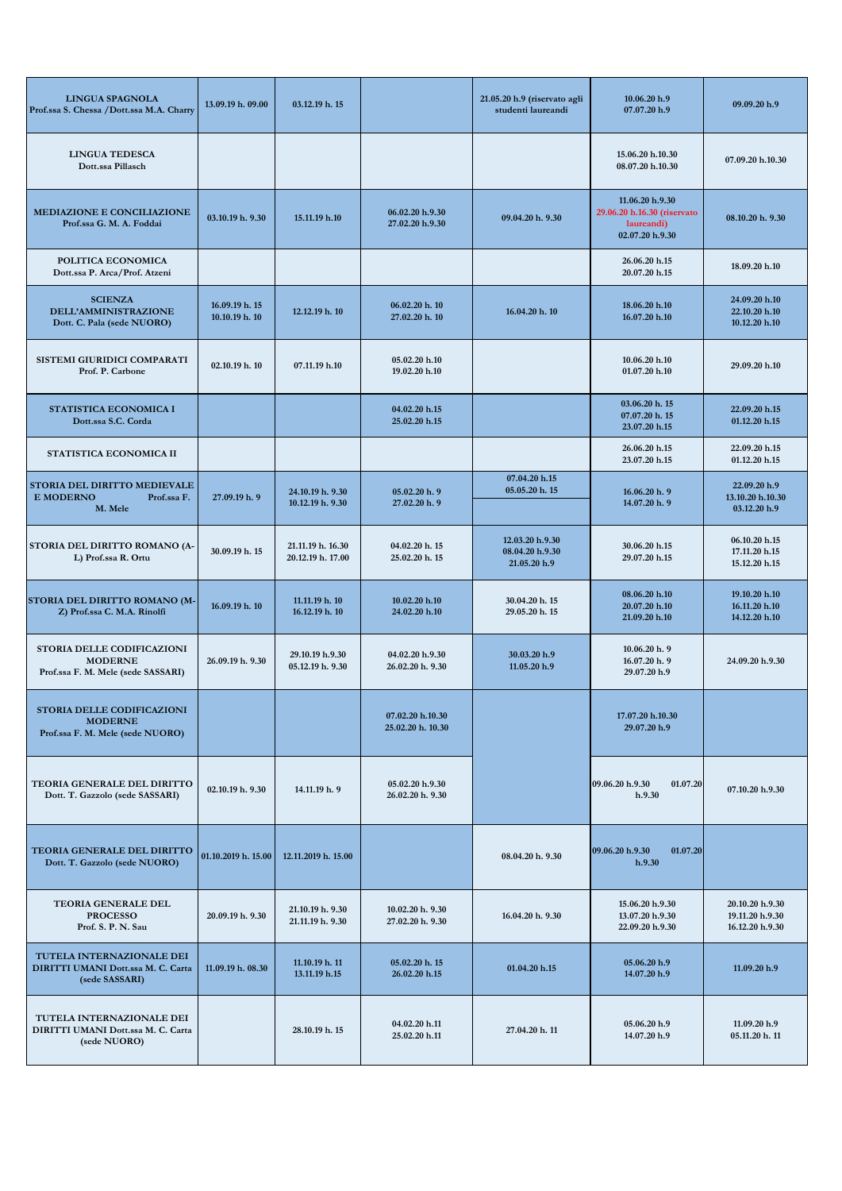| | | | | | | |
|---|---|---|---|---|---|---|
| **LINGUA SPAGNOLA** Prof.ssa S. Chessa /Dott.ssa M.A. Charry | 13.09.19 h. 09.00 | 03.12.19 h. 15 | | 21.05.20 h.9 (riservato agli studenti laureandi | 10.06.20 h.9<br>07.07.20 h.9 | 09.09.20 h.9 |
| **LINGUA TEDESCA** Dott.ssa Pillasch | | | | | 15.06.20 h.10.30<br>08.07.20 h.10.30 | 07.09.20 h.10.30 |
| **MEDIAZIONE E CONCILIAZIONE** Prof.ssa G. M. A. Foddai | 03.10.19 h. 9.30 | 15.11.19 h.10 | 06.02.20 h.9.30<br>27.02.20 h.9.30 | 09.04.20 h. 9.30 | 11.06.20 h.9.30<br>29.06.20 h.16.30 (riservato laureandi)<br>02.07.20 h.9.30 | 08.10.20 h. 9.30 |
| **POLITICA ECONOMICA** Dott.ssa P. Arca/Prof. Atzeni | | | | | 26.06.20 h.15<br>20.07.20 h.15 | 18.09.20 h.10 |
| **SCIENZA DELL'AMMINISTRAZIONE** Dott. C. Pala (sede NUORO) | 16.09.19 h. 15<br>10.10.19 h. 10 | 12.12.19 h. 10 | 06.02.20 h. 10<br>27.02.20 h. 10 | 16.04.20 h. 10 | 18.06.20 h.10<br>16.07.20 h.10 | 24.09.20 h.10<br>22.10.20 h.10<br>10.12.20 h.10 |
| **SISTEMI GIURIDICI COMPARATI** Prof. P. Carbone | 02.10.19 h. 10 | 07.11.19 h.10 | 05.02.20 h.10<br>19.02.20 h.10 | | 10.06.20 h.10<br>01.07.20 h.10 | 29.09.20 h.10 |
| **STATISTICA ECONOMICA I** Dott.ssa S.C. Corda | | | 04.02.20 h.15<br>25.02.20 h.15 | | 03.06.20 h. 15<br>07.07.20 h. 15<br>23.07.20 h.15 | 22.09.20 h.15<br>01.12.20 h.15 |
| **STATISTICA ECONOMICA II** | | | | | 26.06.20 h.15<br>23.07.20 h.15 | 22.09.20 h.15<br>01.12.20 h.15 |
| **STORIA DEL DIRITTO MEDIEVALE E MODERNO** Prof.ssa F. M. Mele | 27.09.19 h. 9 | 24.10.19 h. 9.30<br>10.12.19 h. 9.30 | 05.02.20 h. 9<br>27.02.20 h. 9 | 07.04.20 h.15<br>05.05.20 h. 15 | 16.06.20 h. 9<br>14.07.20 h. 9 | 22.09.20 h.9<br>13.10.20 h.10.30<br>03.12.20 h.9 |
| **STORIA DEL DIRITTO ROMANO (A-L)** Prof.ssa R. Ortu | 30.09.19 h. 15 | 21.11.19 h. 16.30<br>20.12.19 h. 17.00 | 04.02.20 h. 15<br>25.02.20 h. 15 | 12.03.20 h.9.30<br>08.04.20 h.9.30<br>21.05.20 h.9 | 30.06.20 h.15<br>29.07.20 h.15 | 06.10.20 h.15<br>17.11.20 h.15<br>15.12.20 h.15 |
| **STORIA DEL DIRITTO ROMANO (M-Z)** Prof.ssa C. M.A. Rinolfi | 16.09.19 h. 10 | 11.11.19 h. 10<br>16.12.19 h. 10 | 10.02.20 h.10<br>24.02.20 h.10 | 30.04.20 h. 15<br>29.05.20 h. 15 | 08.06.20 h.10<br>20.07.20 h.10<br>21.09.20 h.10 | 19.10.20 h.10<br>16.11.20 h.10<br>14.12.20 h.10 |
| **STORIA DELLE CODIFICAZIONI MODERNE** Prof.ssa F. M. Mele (sede SASSARI) | 26.09.19 h. 9.30 | 29.10.19 h.9.30<br>05.12.19 h. 9.30 | 04.02.20 h.9.30<br>26.02.20 h. 9.30 | 30.03.20 h.9<br>11.05.20 h.9 | 10.06.20 h. 9<br>16.07.20 h. 9<br>29.07.20 h.9 | 24.09.20 h.9.30 |
| **STORIA DELLE CODIFICAZIONI MODERNE** Prof.ssa F. M. Mele (sede NUORO) | | | 07.02.20 h.10.30<br>25.02.20 h. 10.30 | | 17.07.20 h.10.30<br>29.07.20 h.9 | |
| **TEORIA GENERALE DEL DIRITTO** Dott. T. Gazzolo (sede SASSARI) | 02.10.19 h. 9.30 | 14.11.19 h. 9 | 05.02.20 h.9.30<br>26.02.20 h. 9.30 | | 09.06.20 h.9.30 01.07.20 h.9.30 | 07.10.20 h.9.30 |
| **TEORIA GENERALE DEL DIRITTO** Dott. T. Gazzolo (sede NUORO) | 01.10.2019 h. 15.00 | 12.11.2019 h. 15.00 | | 08.04.20 h. 9.30 | 09.06.20 h.9.30 01.07.20 h.9.30 | |
| **TEORIA GENERALE DEL PROCESSO** Prof. S. P. N. Sau | 20.09.19 h. 9.30 | 21.10.19 h. 9.30<br>21.11.19 h. 9.30 | 10.02.20 h. 9.30<br>27.02.20 h. 9.30 | 16.04.20 h. 9.30 | 15.06.20 h.9.30<br>13.07.20 h.9.30<br>22.09.20 h.9.30 | 20.10.20 h.9.30<br>19.11.20 h.9.30<br>16.12.20 h.9.30 |
| **TUTELA INTERNAZIONALE DEI DIRITTI UMANI** Dott.ssa M. C. Carta (sede SASSARI) | 11.09.19 h. 08.30 | 11.10.19 h. 11<br>13.11.19 h.15 | 05.02.20 h. 15<br>26.02.20 h.15 | 01.04.20 h.15 | 05.06.20 h.9<br>14.07.20 h.9 | 11.09.20 h.9 |
| **TUTELA INTERNAZIONALE DEI DIRITTI UMANI** Dott.ssa M. C. Carta (sede NUORO) | | 28.10.19 h. 15 | 04.02.20 h.11<br>25.02.20 h.11 | 27.04.20 h. 11 | 05.06.20 h.9<br>14.07.20 h.9 | 11.09.20 h.9<br>05.11.20 h. 11 |